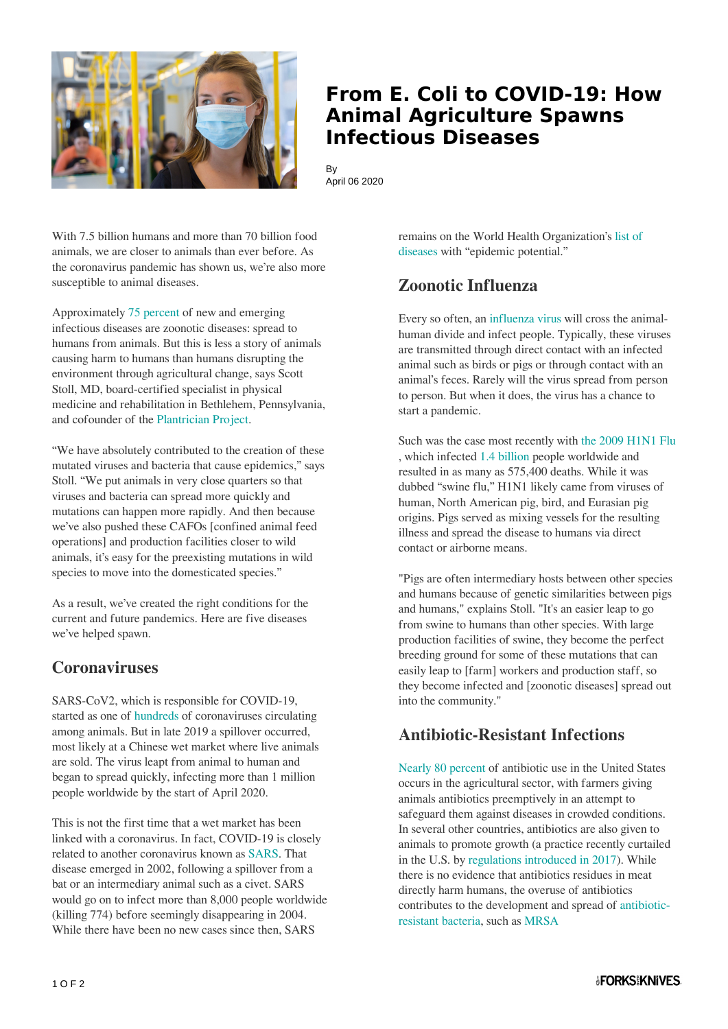# From E. Coli to COVID-19: How Animal Agriculture Spawns Infectious Diseases

By
April 06 2020

With 7.5 billion humans and more than 70 billion food animals, we are closer to animals than ever before. As the coronavirus pandemic has shown us, we're also more susceptible to animal diseases.

Approximately 75 percent of new and emerging infectious diseases are zoonotic diseases: spread to humans from animals. But this is less a story of animals causing harm to humans than humans disrupting the environment through agricultural change, says Scott Stoll, MD, board-certified specialist in physical medicine and rehabilitation in Bethlehem, Pennsylvania, and cofounder of the Plantrician Project.

"We have absolutely contributed to the creation of these mutated viruses and bacteria that cause epidemics," says Stoll. "We put animals in very close quarters so that viruses and bacteria can spread more quickly and mutations can happen more rapidly. And then because we've also pushed these CAFOs [confined animal feed operations] and production facilities closer to wild animals, it's easy for the preexisting mutations in wild species to move into the domesticated species."

As a result, we've created the right conditions for the current and future pandemics. Here are five diseases we've helped spawn.

## Coronaviruses

SARS-CoV2, which is responsible for COVID-19, started as one of hundreds of coronaviruses circulating among animals. But in late 2019 a spillover occurred, most likely at a Chinese wet market where live animals are sold. The virus leapt from animal to human and began to spread quickly, infecting more than 1 million people worldwide by the start of April 2020.

This is not the first time that a wet market has been linked with a coronavirus. In fact, COVID-19 is closely related to another coronavirus known as SARS. That disease emerged in 2002, following a spillover from a bat or an intermediary animal such as a civet. SARS would go on to infect more than 8,000 people worldwide (killing 774) before seemingly disappearing in 2004. While there have been no new cases since then, SARS remains on the World Health Organization's list of diseases with "epidemic potential."

## Zoonotic Influenza

Every so often, an influenza virus will cross the animal-human divide and infect people. Typically, these viruses are transmitted through direct contact with an infected animal such as birds or pigs or through contact with an animal's feces. Rarely will the virus spread from person to person. But when it does, the virus has a chance to start a pandemic.

Such was the case most recently with the 2009 H1N1 Flu, which infected 1.4 billion people worldwide and resulted in as many as 575,400 deaths. While it was dubbed "swine flu," H1N1 likely came from viruses of human, North American pig, bird, and Eurasian pig origins. Pigs served as mixing vessels for the resulting illness and spread the disease to humans via direct contact or airborne means.

"Pigs are often intermediary hosts between other species and humans because of genetic similarities between pigs and humans," explains Stoll. "It's an easier leap to go from swine to humans than other species. With large production facilities of swine, they become the perfect breeding ground for some of these mutations that can easily leap to [farm] workers and production staff, so they become infected and [zoonotic diseases] spread out into the community."

## Antibiotic-Resistant Infections

Nearly 80 percent of antibiotic use in the United States occurs in the agricultural sector, with farmers giving animals antibiotics preemptively in an attempt to safeguard them against diseases in crowded conditions. In several other countries, antibiotics are also given to animals to promote growth (a practice recently curtailed in the U.S. by regulations introduced in 2017). While there is no evidence that antibiotics residues in meat directly harm humans, the overuse of antibiotics contributes to the development and spread of antibiotic-resistant bacteria, such as MRSA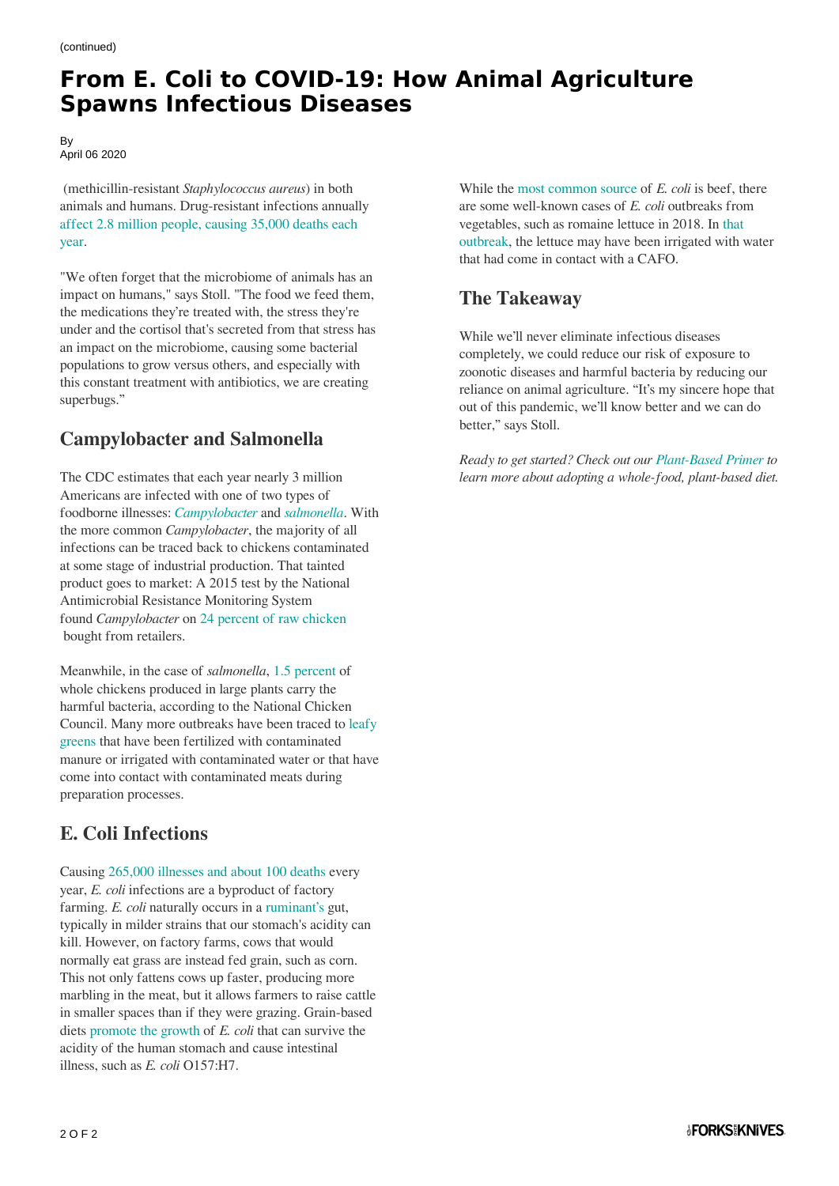(continued)

# From E. Coli to COVID-19: How Animal Agriculture Spawns Infectious Diseases

By
April 06 2020

(methicillin-resistant *Staphylococcus aureus*) in both animals and humans. Drug-resistant infections annually affect 2.8 million people, causing 35,000 deaths each year.

"We often forget that the microbiome of animals has an impact on humans," says Stoll. "The food we feed them, the medications they're treated with, the stress they're under and the cortisol that's secreted from that stress has an impact on the microbiome, causing some bacterial populations to grow versus others, and especially with this constant treatment with antibiotics, we are creating superbugs."

## Campylobacter and Salmonella

The CDC estimates that each year nearly 3 million Americans are infected with one of two types of foodborne illnesses: *Campylobacter* and *salmonella*. With the more common *Campylobacter*, the majority of all infections can be traced back to chickens contaminated at some stage of industrial production. That tainted product goes to market: A 2015 test by the National Antimicrobial Resistance Monitoring System found *Campylobacter* on 24 percent of raw chicken bought from retailers.

Meanwhile, in the case of *salmonella*, 1.5 percent of whole chickens produced in large plants carry the harmful bacteria, according to the National Chicken Council. Many more outbreaks have been traced to leafy greens that have been fertilized with contaminated manure or irrigated with contaminated water or that have come into contact with contaminated meats during preparation processes.

## E. Coli Infections

Causing 265,000 illnesses and about 100 deaths every year, *E. coli* infections are a byproduct of factory farming. *E. coli* naturally occurs in a ruminant's gut, typically in milder strains that our stomach's acidity can kill. However, on factory farms, cows that would normally eat grass are instead fed grain, such as corn. This not only fattens cows up faster, producing more marbling in the meat, but it allows farmers to raise cattle in smaller spaces than if they were grazing. Grain-based diets promote the growth of *E. coli* that can survive the acidity of the human stomach and cause intestinal illness, such as *E. coli* O157:H7.

While the most common source of *E. coli* is beef, there are some well-known cases of *E. coli* outbreaks from vegetables, such as romaine lettuce in 2018. In that outbreak, the lettuce may have been irrigated with water that had come in contact with a CAFO.

## The Takeaway

While we'll never eliminate infectious diseases completely, we could reduce our risk of exposure to zoonotic diseases and harmful bacteria by reducing our reliance on animal agriculture. "It's my sincere hope that out of this pandemic, we'll know better and we can do better," says Stoll.

*Ready to get started? Check out our Plant-Based Primer to learn more about adopting a whole-food, plant-based diet.*